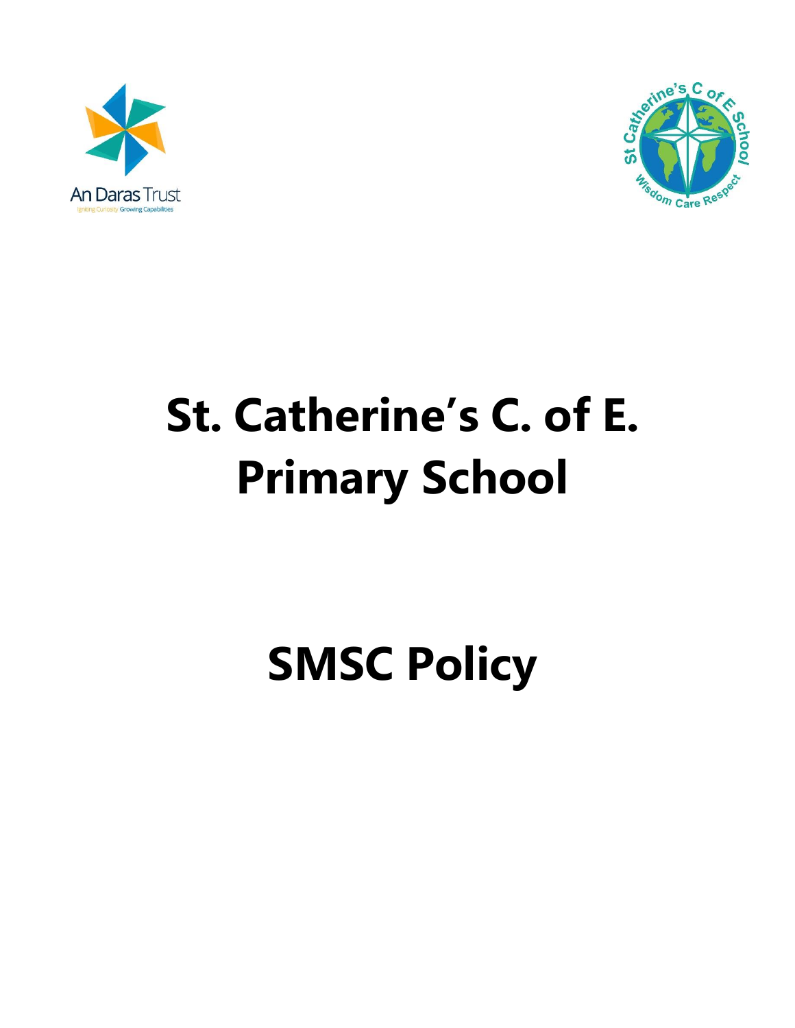# St. Catherine's C. of E. Primary School

# SMSC Policy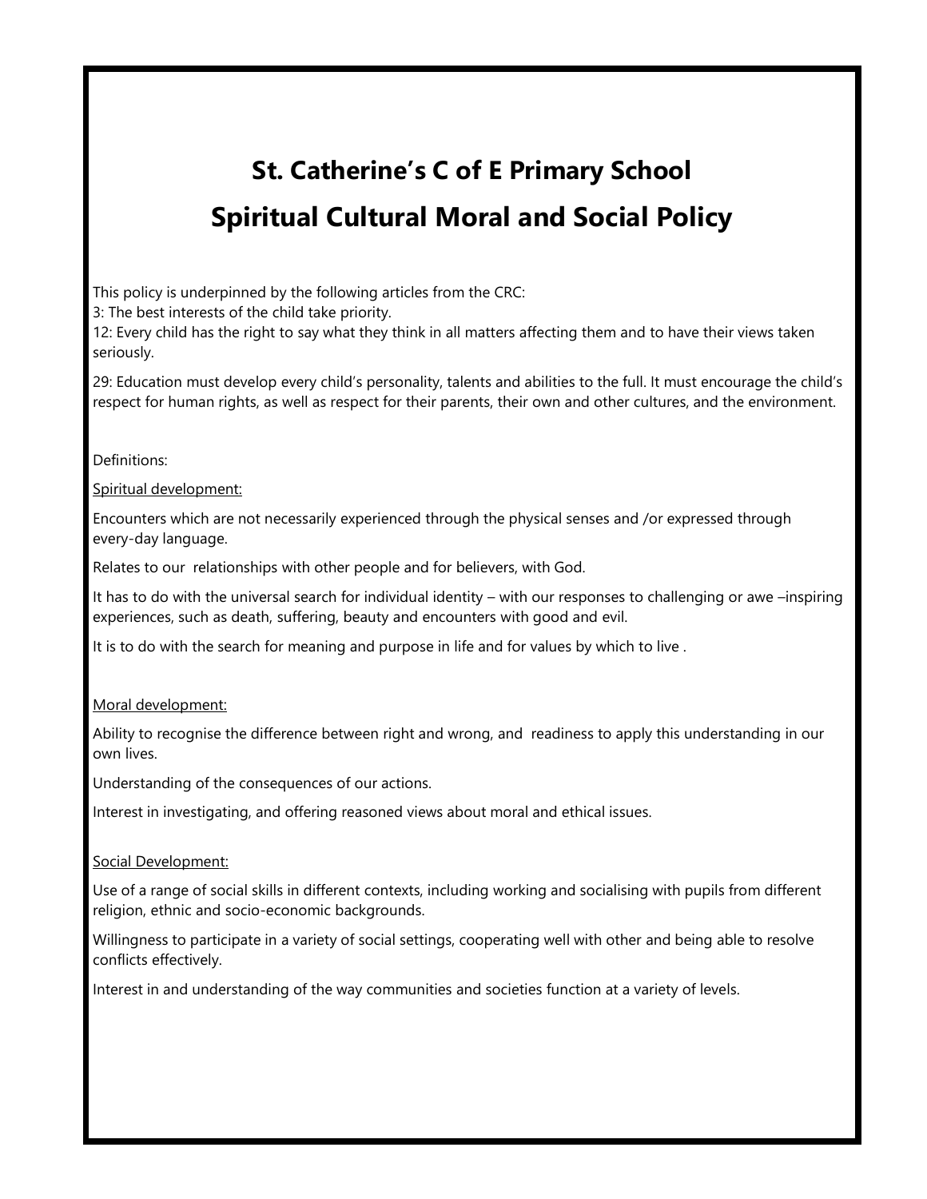# St. Catherine's C of E Primary School

# Spiritual Cultural Moral and Social Policy

This policy is underpinned by the following articles from the CRC:

3: The best interests of the child take priority.

12: Every child has the right to say what they think in all matters affecting them and to have their views taken seriously.

29: Education must develop every child's personality, talents and abilities to the full. It must encourage the child's respect for human rights, as well as respect for their parents, their own and other cultures, and the environment.

Definitions:

<u>Spiritual development:</u>

Encounters which are not necessarily experienced through the physical senses and /or expressed through every-day language.

Relates to our relationships with other people and for believers, with God.

It has to do with the universal search for individual identity – with our responses to challenging or awe –inspiring experiences, such as death, suffering, beauty and encounters with good and evil.

It is to do with the search for meaning and purpose in life and for values by which to live .

<u>Moral development:</u>

Ability to recognise the difference between right and wrong, and readiness to apply this understanding in our own lives.

Understanding of the consequences of our actions.

Interest in investigating, and offering reasoned views about moral and ethical issues.

<u>Social Development:</u>

Use of a range of social skills in different contexts, including working and socialising with pupils from different religion, ethnic and socio-economic backgrounds.

Willingness to participate in a variety of social settings, cooperating well with other and being able to resolve conflicts effectively.

Interest in and understanding of the way communities and societies function at a variety of levels.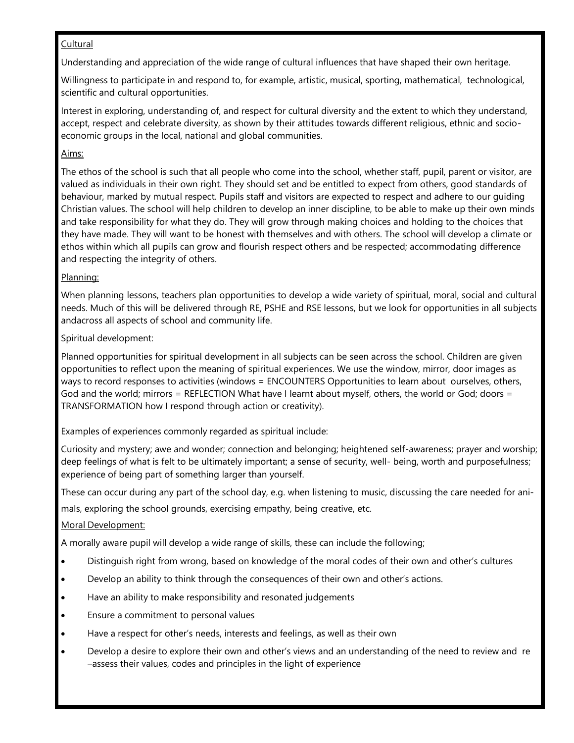Cultural

Understanding and appreciation of the wide range of cultural influences that have shaped their own heritage.

Willingness to participate in and respond to, for example, artistic, musical, sporting, mathematical, technological, scientific and cultural opportunities.

Interest in exploring, understanding of, and respect for cultural diversity and the extent to which they understand, accept, respect and celebrate diversity, as shown by their attitudes towards different religious, ethnic and socio-economic groups in the local, national and global communities.

Aims:

The ethos of the school is such that all people who come into the school, whether staff, pupil, parent or visitor, are valued as individuals in their own right. They should set and be entitled to expect from others, good standards of behaviour, marked by mutual respect. Pupils staff and visitors are expected to respect and adhere to our guiding Christian values. The school will help children to develop an inner discipline, to be able to make up their own minds and take responsibility for what they do. They will grow through making choices and holding to the choices that they have made. They will want to be honest with themselves and with others. The school will develop a climate or ethos within which all pupils can grow and flourish respect others and be respected; accommodating difference and respecting the integrity of others.

Planning:

When planning lessons, teachers plan opportunities to develop a wide variety of spiritual, moral, social and cultural needs. Much of this will be delivered through RE, PSHE and RSE lessons, but we look for opportunities in all subjects andacross all aspects of school and community life.

Spiritual development:

Planned opportunities for spiritual development in all subjects can be seen across the school. Children are given opportunities to reflect upon the meaning of spiritual experiences. We use the window, mirror, door images as ways to record responses to activities (windows = ENCOUNTERS Opportunities to learn about ourselves, others, God and the world; mirrors = REFLECTION What have I learnt about myself, others, the world or God; doors = TRANSFORMATION how I respond through action or creativity).

Examples of experiences commonly regarded as spiritual include:

Curiosity and mystery; awe and wonder; connection and belonging; heightened self-awareness; prayer and worship; deep feelings of what is felt to be ultimately important; a sense of security, well- being, worth and purposefulness; experience of being part of something larger than yourself.

These can occur during any part of the school day, e.g. when listening to music, discussing the care needed for animals, exploring the school grounds, exercising empathy, being creative, etc.

Moral Development:

A morally aware pupil will develop a wide range of skills, these can include the following;

- Distinguish right from wrong, based on knowledge of the moral codes of their own and other's cultures
- Develop an ability to think through the consequences of their own and other's actions.
- Have an ability to make responsibility and resonated judgements
- Ensure a commitment to personal values
- Have a respect for other's needs, interests and feelings, as well as their own
- Develop a desire to explore their own and other's views and an understanding of the need to review and re –assess their values, codes and principles in the light of experience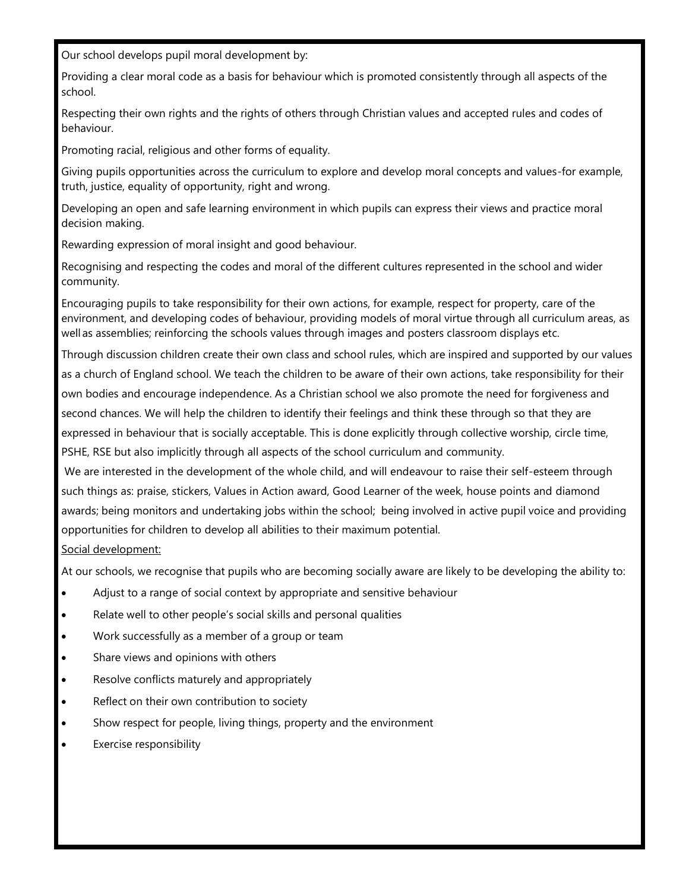Our school develops pupil moral development by:

Providing a clear moral code as a basis for behaviour which is promoted consistently through all aspects of the school.

Respecting their own rights and the rights of others through Christian values and accepted rules and codes of behaviour.

Promoting racial, religious and other forms of equality.

Giving pupils opportunities across the curriculum to explore and develop moral concepts and values-for example, truth, justice, equality of opportunity, right and wrong.

Developing an open and safe learning environment in which pupils can express their views and practice moral decision making.

Rewarding expression of moral insight and good behaviour.

Recognising and respecting the codes and moral of the different cultures represented in the school and wider community.

Encouraging pupils to take responsibility for their own actions, for example, respect for property, care of the environment, and developing codes of behaviour, providing models of moral virtue through all curriculum areas, as well as assemblies; reinforcing the schools values through images and posters classroom displays etc.

Through discussion children create their own class and school rules, which are inspired and supported by our values as a church of England school. We teach the children to be aware of their own actions, take responsibility for their own bodies and encourage independence. As a Christian school we also promote the need for forgiveness and second chances. We will help the children to identify their feelings and think these through so that they are expressed in behaviour that is socially acceptable. This is done explicitly through collective worship, circle time, PSHE, RSE but also implicitly through all aspects of the school curriculum and community.

We are interested in the development of the whole child, and will endeavour to raise their self-esteem through such things as: praise, stickers, Values in Action award, Good Learner of the week, house points and diamond awards; being monitors and undertaking jobs within the school; being involved in active pupil voice and providing opportunities for children to develop all abilities to their maximum potential.

Social development:

At our schools, we recognise that pupils who are becoming socially aware are likely to be developing the ability to:

- Adjust to a range of social context by appropriate and sensitive behaviour
- Relate well to other people's social skills and personal qualities
- Work successfully as a member of a group or team
- Share views and opinions with others
- Resolve conflicts maturely and appropriately
- Reflect on their own contribution to society
- Show respect for people, living things, property and the environment
- Exercise responsibility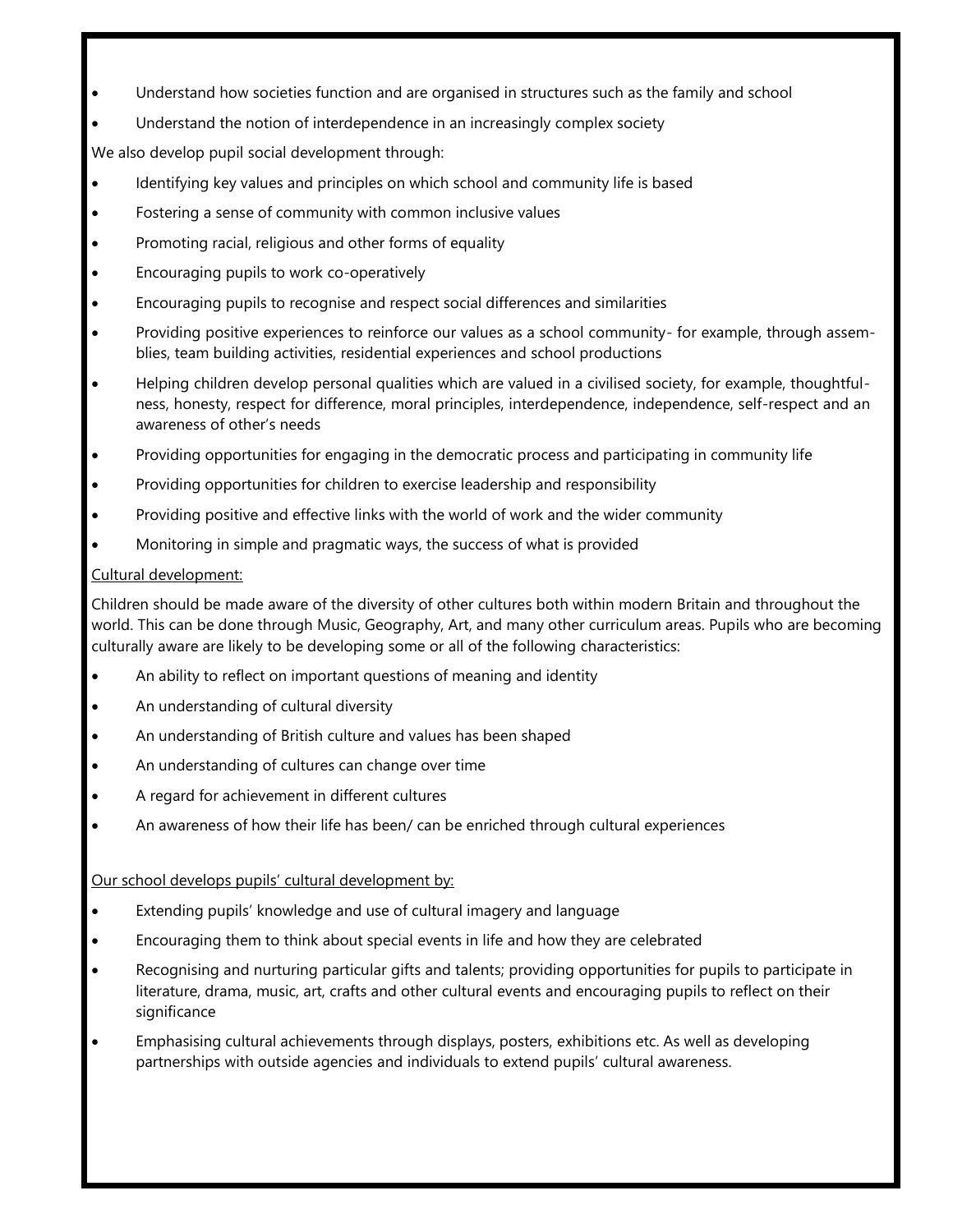- Understand how societies function and are organised in structures such as the family and school
- Understand the notion of interdependence in an increasingly complex society

We also develop pupil social development through:

- Identifying key values and principles on which school and community life is based
- Fostering a sense of community with common inclusive values
- Promoting racial, religious and other forms of equality
- Encouraging pupils to work co-operatively
- Encouraging pupils to recognise and respect social differences and similarities
- Providing positive experiences to reinforce our values as a school community- for example, through assemblies, team building activities, residential experiences and school productions
- Helping children develop personal qualities which are valued in a civilised society, for example, thoughtfulness, honesty, respect for difference, moral principles, interdependence, independence, self-respect and an awareness of other's needs
- Providing opportunities for engaging in the democratic process and participating in community life
- Providing opportunities for children to exercise leadership and responsibility
- Providing positive and effective links with the world of work and the wider community
- Monitoring in simple and pragmatic ways, the success of what is provided

<u>Cultural development:</u>

Children should be made aware of the diversity of other cultures both within modern Britain and throughout the world. This can be done through Music, Geography, Art, and many other curriculum areas. Pupils who are becoming culturally aware are likely to be developing some or all of the following characteristics:

- An ability to reflect on important questions of meaning and identity
- An understanding of cultural diversity
- An understanding of British culture and values has been shaped
- An understanding of cultures can change over time
- A regard for achievement in different cultures
- An awareness of how their life has been/ can be enriched through cultural experiences

<u>Our school develops pupils' cultural development by:</u>

- Extending pupils' knowledge and use of cultural imagery and language
- Encouraging them to think about special events in life and how they are celebrated
- Recognising and nurturing particular gifts and talents; providing opportunities for pupils to participate in literature, drama, music, art, crafts and other cultural events and encouraging pupils to reflect on their significance
- Emphasising cultural achievements through displays, posters, exhibitions etc. As well as developing partnerships with outside agencies and individuals to extend pupils' cultural awareness.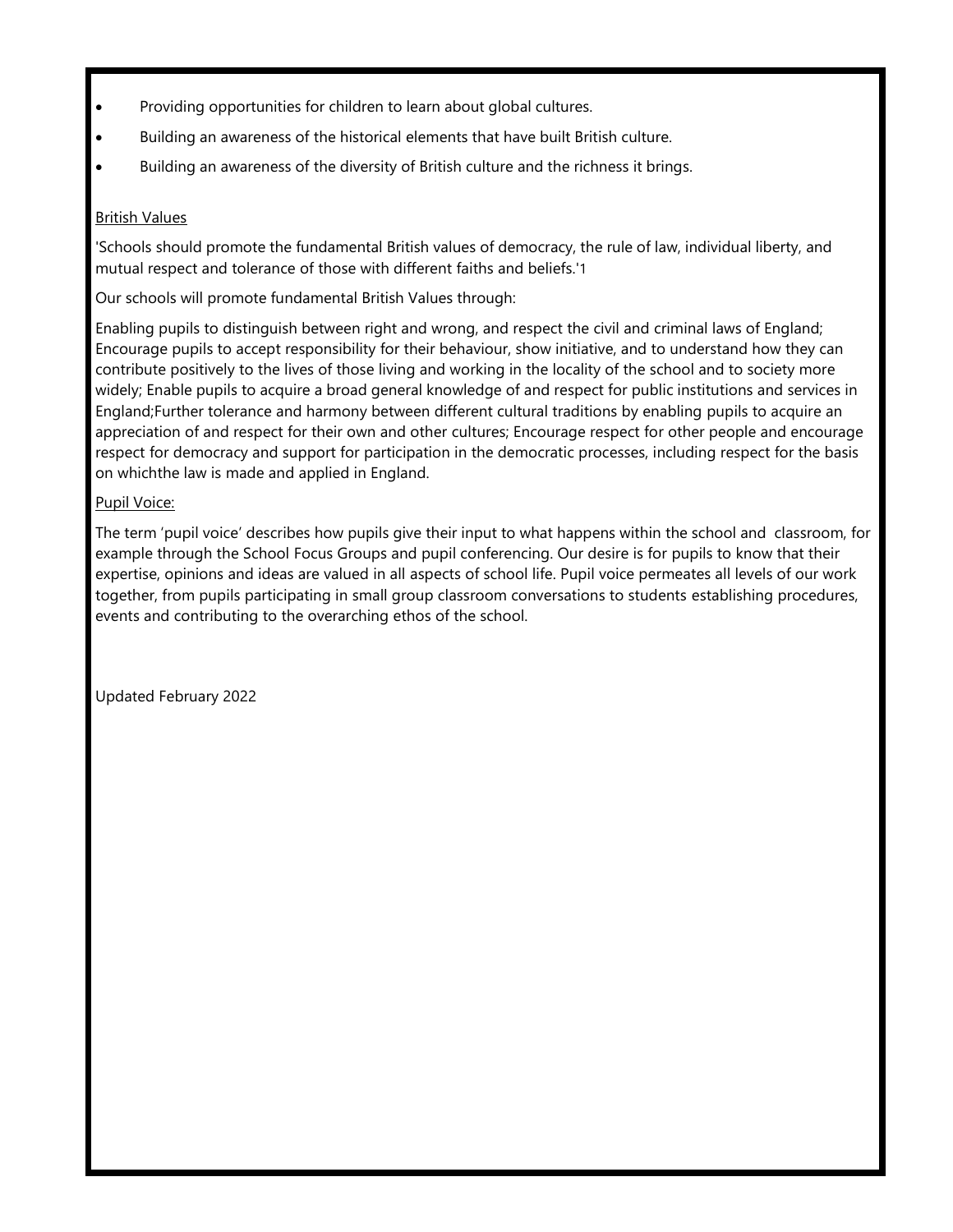- Providing opportunities for children to learn about global cultures.
- Building an awareness of the historical elements that have built British culture.
- Building an awareness of the diversity of British culture and the richness it brings.

## British Values

'Schools should promote the fundamental British values of democracy, the rule of law, individual liberty, and mutual respect and tolerance of those with different faiths and beliefs.'1

Our schools will promote fundamental British Values through:

Enabling pupils to distinguish between right and wrong, and respect the civil and criminal laws of England; Encourage pupils to accept responsibility for their behaviour, show initiative, and to understand how they can contribute positively to the lives of those living and working in the locality of the school and to society more widely; Enable pupils to acquire a broad general knowledge of and respect for public institutions and services in England;Further tolerance and harmony between different cultural traditions by enabling pupils to acquire an appreciation of and respect for their own and other cultures; Encourage respect for other people and encourage respect for democracy and support for participation in the democratic processes, including respect for the basis on whichthe law is made and applied in England.

## Pupil Voice:

The term 'pupil voice' describes how pupils give their input to what happens within the school and classroom, for example through the School Focus Groups and pupil conferencing. Our desire is for pupils to know that their expertise, opinions and ideas are valued in all aspects of school life. Pupil voice permeates all levels of our work together, from pupils participating in small group classroom conversations to students establishing procedures, events and contributing to the overarching ethos of the school.

Updated February 2022